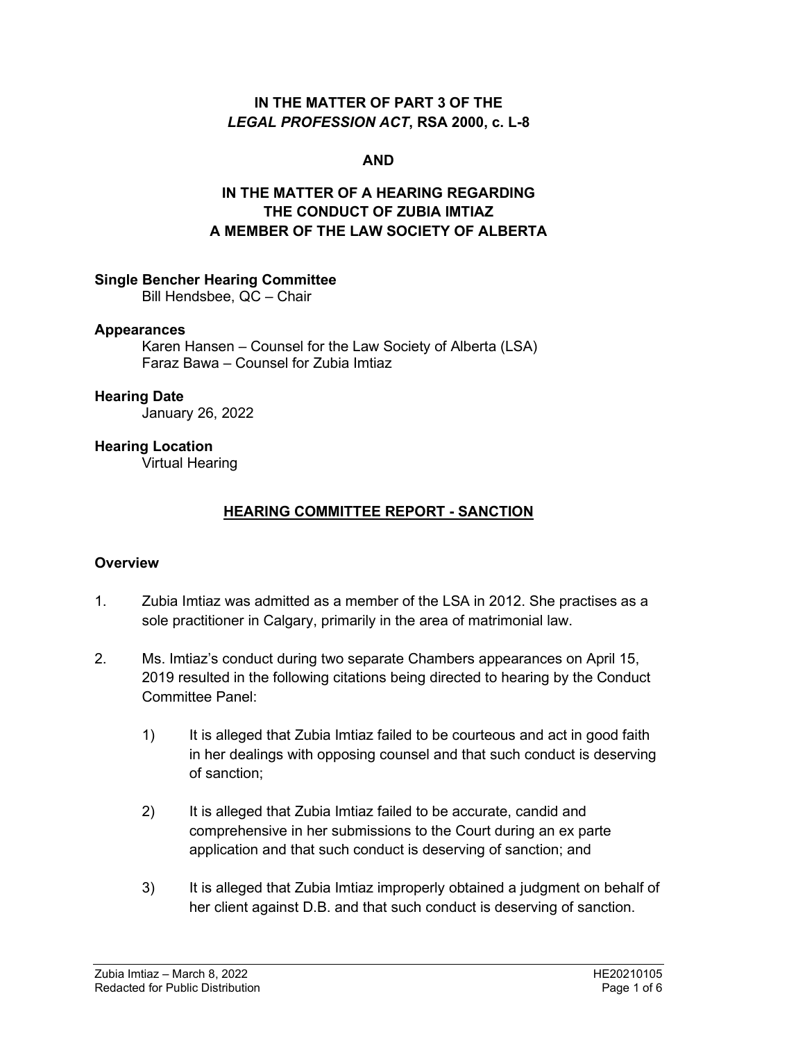**IN THE MATTER OF PART 3 OF THE *LEGAL PROFESSION ACT*, RSA 2000, c. L-8**

**AND**

**IN THE MATTER OF A HEARING REGARDING THE CONDUCT OF ZUBIA IMTIAZ A MEMBER OF THE LAW SOCIETY OF ALBERTA**

**Single Bencher Hearing Committee**
Bill Hendsbee, QC – Chair

**Appearances**
Karen Hansen – Counsel for the Law Society of Alberta (LSA)
Faraz Bawa – Counsel for Zubia Imtiaz

**Hearing Date**
January 26, 2022

**Hearing Location**
Virtual Hearing

## HEARING COMMITTEE REPORT - SANCTION

### Overview

1. Zubia Imtiaz was admitted as a member of the LSA in 2012. She practises as a sole practitioner in Calgary, primarily in the area of matrimonial law.

2. Ms. Imtiaz's conduct during two separate Chambers appearances on April 15, 2019 resulted in the following citations being directed to hearing by the Conduct Committee Panel:

   1) It is alleged that Zubia Imtiaz failed to be courteous and act in good faith in her dealings with opposing counsel and that such conduct is deserving of sanction;

   2) It is alleged that Zubia Imtiaz failed to be accurate, candid and comprehensive in her submissions to the Court during an ex parte application and that such conduct is deserving of sanction; and

   3) It is alleged that Zubia Imtiaz improperly obtained a judgment on behalf of her client against D.B. and that such conduct is deserving of sanction.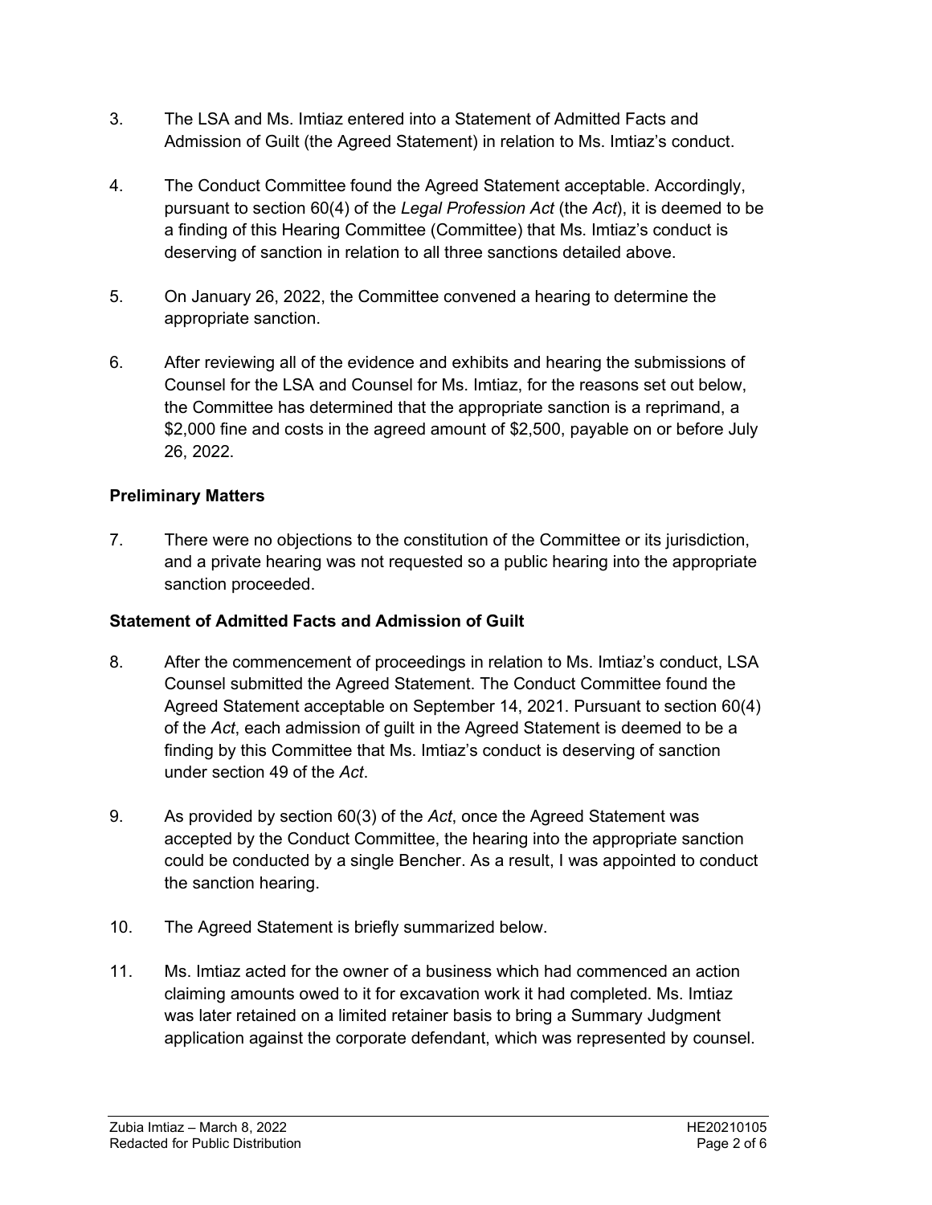3. The LSA and Ms. Imtiaz entered into a Statement of Admitted Facts and Admission of Guilt (the Agreed Statement) in relation to Ms. Imtiaz's conduct.

4. The Conduct Committee found the Agreed Statement acceptable. Accordingly, pursuant to section 60(4) of the *Legal Profession Act* (the *Act*), it is deemed to be a finding of this Hearing Committee (Committee) that Ms. Imtiaz's conduct is deserving of sanction in relation to all three sanctions detailed above.

5. On January 26, 2022, the Committee convened a hearing to determine the appropriate sanction.

6. After reviewing all of the evidence and exhibits and hearing the submissions of Counsel for the LSA and Counsel for Ms. Imtiaz, for the reasons set out below, the Committee has determined that the appropriate sanction is a reprimand, a $2,000 fine and costs in the agreed amount of $2,500, payable on or before July 26, 2022.

**Preliminary Matters**

7. There were no objections to the constitution of the Committee or its jurisdiction, and a private hearing was not requested so a public hearing into the appropriate sanction proceeded.

**Statement of Admitted Facts and Admission of Guilt**

8. After the commencement of proceedings in relation to Ms. Imtiaz's conduct, LSA Counsel submitted the Agreed Statement. The Conduct Committee found the Agreed Statement acceptable on September 14, 2021. Pursuant to section 60(4) of the *Act*, each admission of guilt in the Agreed Statement is deemed to be a finding by this Committee that Ms. Imtiaz's conduct is deserving of sanction under section 49 of the *Act*.

9. As provided by section 60(3) of the *Act*, once the Agreed Statement was accepted by the Conduct Committee, the hearing into the appropriate sanction could be conducted by a single Bencher. As a result, I was appointed to conduct the sanction hearing.

10. The Agreed Statement is briefly summarized below.

11. Ms. Imtiaz acted for the owner of a business which had commenced an action claiming amounts owed to it for excavation work it had completed. Ms. Imtiaz was later retained on a limited retainer basis to bring a Summary Judgment application against the corporate defendant, which was represented by counsel.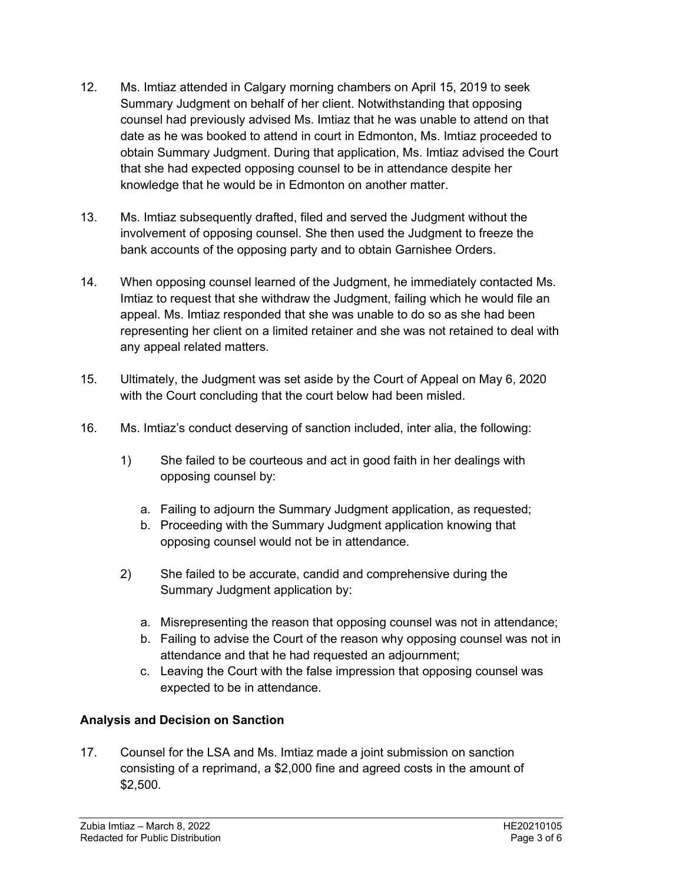12. Ms. Imtiaz attended in Calgary morning chambers on April 15, 2019 to seek Summary Judgment on behalf of her client. Notwithstanding that opposing counsel had previously advised Ms. Imtiaz that he was unable to attend on that date as he was booked to attend in court in Edmonton, Ms. Imtiaz proceeded to obtain Summary Judgment. During that application, Ms. Imtiaz advised the Court that she had expected opposing counsel to be in attendance despite her knowledge that he would be in Edmonton on another matter.

13. Ms. Imtiaz subsequently drafted, filed and served the Judgment without the involvement of opposing counsel. She then used the Judgment to freeze the bank accounts of the opposing party and to obtain Garnishee Orders.

14. When opposing counsel learned of the Judgment, he immediately contacted Ms. Imtiaz to request that she withdraw the Judgment, failing which he would file an appeal. Ms. Imtiaz responded that she was unable to do so as she had been representing her client on a limited retainer and she was not retained to deal with any appeal related matters.

15. Ultimately, the Judgment was set aside by the Court of Appeal on May 6, 2020 with the Court concluding that the court below had been misled.

16. Ms. Imtiaz's conduct deserving of sanction included, inter alia, the following:

    1) She failed to be courteous and act in good faith in her dealings with opposing counsel by:

        a. Failing to adjourn the Summary Judgment application, as requested;
        b. Proceeding with the Summary Judgment application knowing that opposing counsel would not be in attendance.

    2) She failed to be accurate, candid and comprehensive during the Summary Judgment application by:

        a. Misrepresenting the reason that opposing counsel was not in attendance;
        b. Failing to advise the Court of the reason why opposing counsel was not in attendance and that he had requested an adjournment;
        c. Leaving the Court with the false impression that opposing counsel was expected to be in attendance.

## Analysis and Decision on Sanction

17. Counsel for the LSA and Ms. Imtiaz made a joint submission on sanction consisting of a reprimand, a $2,000 fine and agreed costs in the amount of $2,500.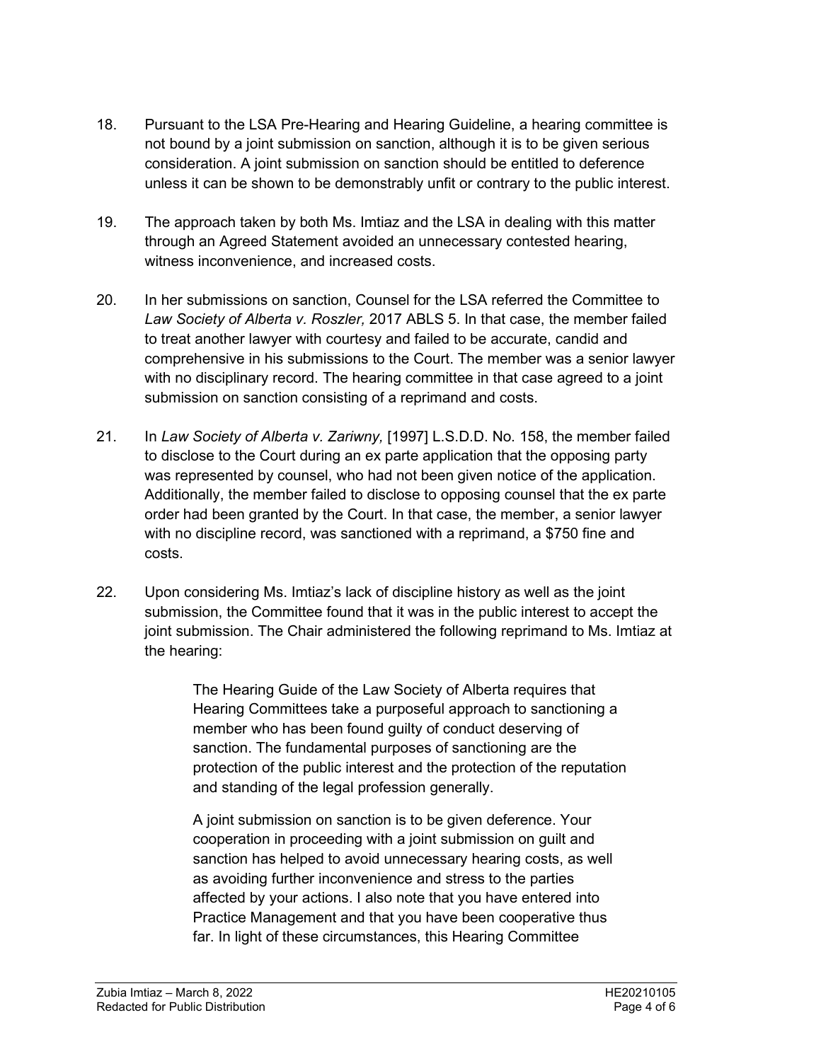18. Pursuant to the LSA Pre-Hearing and Hearing Guideline, a hearing committee is not bound by a joint submission on sanction, although it is to be given serious consideration. A joint submission on sanction should be entitled to deference unless it can be shown to be demonstrably unfit or contrary to the public interest.

19. The approach taken by both Ms. Imtiaz and the LSA in dealing with this matter through an Agreed Statement avoided an unnecessary contested hearing, witness inconvenience, and increased costs.

20. In her submissions on sanction, Counsel for the LSA referred the Committee to *Law Society of Alberta v. Roszler,* 2017 ABLS 5. In that case, the member failed to treat another lawyer with courtesy and failed to be accurate, candid and comprehensive in his submissions to the Court. The member was a senior lawyer with no disciplinary record. The hearing committee in that case agreed to a joint submission on sanction consisting of a reprimand and costs.

21. In *Law Society of Alberta v. Zariwny,* [1997] L.S.D.D. No. 158, the member failed to disclose to the Court during an ex parte application that the opposing party was represented by counsel, who had not been given notice of the application. Additionally, the member failed to disclose to opposing counsel that the ex parte order had been granted by the Court. In that case, the member, a senior lawyer with no discipline record, was sanctioned with a reprimand, a $750 fine and costs.

22. Upon considering Ms. Imtiaz's lack of discipline history as well as the joint submission, the Committee found that it was in the public interest to accept the joint submission. The Chair administered the following reprimand to Ms. Imtiaz at the hearing:

> The Hearing Guide of the Law Society of Alberta requires that Hearing Committees take a purposeful approach to sanctioning a member who has been found guilty of conduct deserving of sanction. The fundamental purposes of sanctioning are the protection of the public interest and the protection of the reputation and standing of the legal profession generally.
>
> A joint submission on sanction is to be given deference. Your cooperation in proceeding with a joint submission on guilt and sanction has helped to avoid unnecessary hearing costs, as well as avoiding further inconvenience and stress to the parties affected by your actions. I also note that you have entered into Practice Management and that you have been cooperative thus far. In light of these circumstances, this Hearing Committee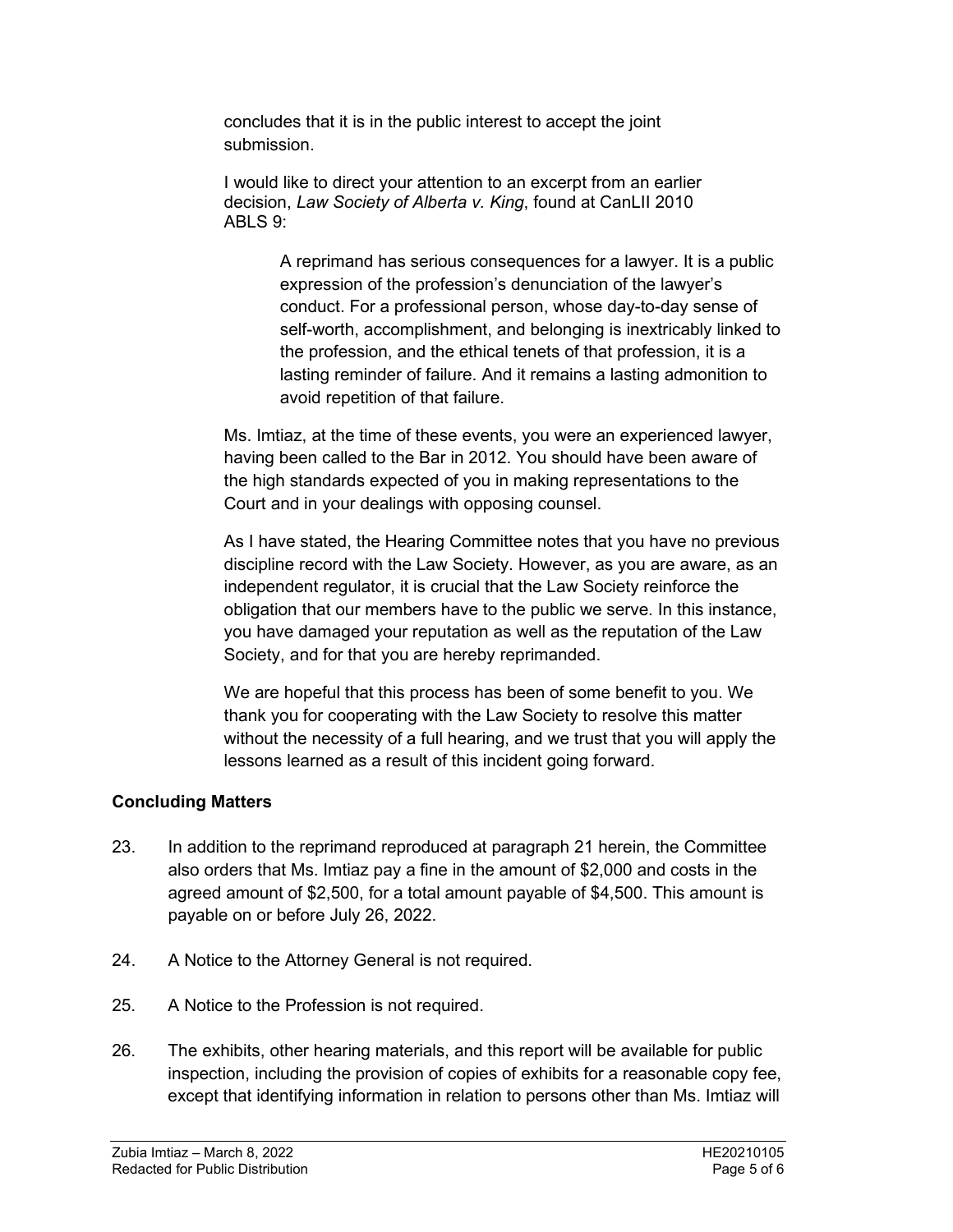concludes that it is in the public interest to accept the joint submission.

I would like to direct your attention to an excerpt from an earlier decision, *Law Society of Alberta v. King*, found at CanLII 2010 ABLS 9:

> A reprimand has serious consequences for a lawyer. It is a public expression of the profession's denunciation of the lawyer's conduct. For a professional person, whose day-to-day sense of self-worth, accomplishment, and belonging is inextricably linked to the profession, and the ethical tenets of that profession, it is a lasting reminder of failure. And it remains a lasting admonition to avoid repetition of that failure.

Ms. Imtiaz, at the time of these events, you were an experienced lawyer, having been called to the Bar in 2012. You should have been aware of the high standards expected of you in making representations to the Court and in your dealings with opposing counsel.

As I have stated, the Hearing Committee notes that you have no previous discipline record with the Law Society. However, as you are aware, as an independent regulator, it is crucial that the Law Society reinforce the obligation that our members have to the public we serve. In this instance, you have damaged your reputation as well as the reputation of the Law Society, and for that you are hereby reprimanded.

We are hopeful that this process has been of some benefit to you. We thank you for cooperating with the Law Society to resolve this matter without the necessity of a full hearing, and we trust that you will apply the lessons learned as a result of this incident going forward.

## Concluding Matters

23. In addition to the reprimand reproduced at paragraph 21 herein, the Committee also orders that Ms. Imtiaz pay a fine in the amount of $2,000 and costs in the agreed amount of $2,500, for a total amount payable of $4,500. This amount is payable on or before July 26, 2022.

24. A Notice to the Attorney General is not required.

25. A Notice to the Profession is not required.

26. The exhibits, other hearing materials, and this report will be available for public inspection, including the provision of copies of exhibits for a reasonable copy fee, except that identifying information in relation to persons other than Ms. Imtiaz will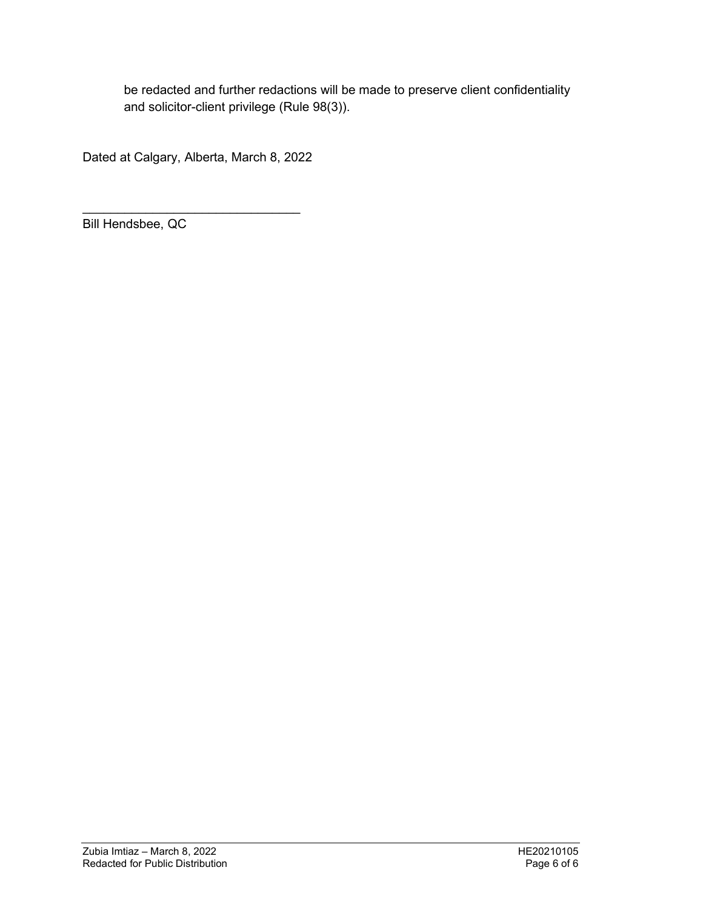be redacted and further redactions will be made to preserve client confidentiality and solicitor-client privilege (Rule 98(3)).

Dated at Calgary, Alberta, March 8, 2022

_______________________________

Bill Hendsbee, QC